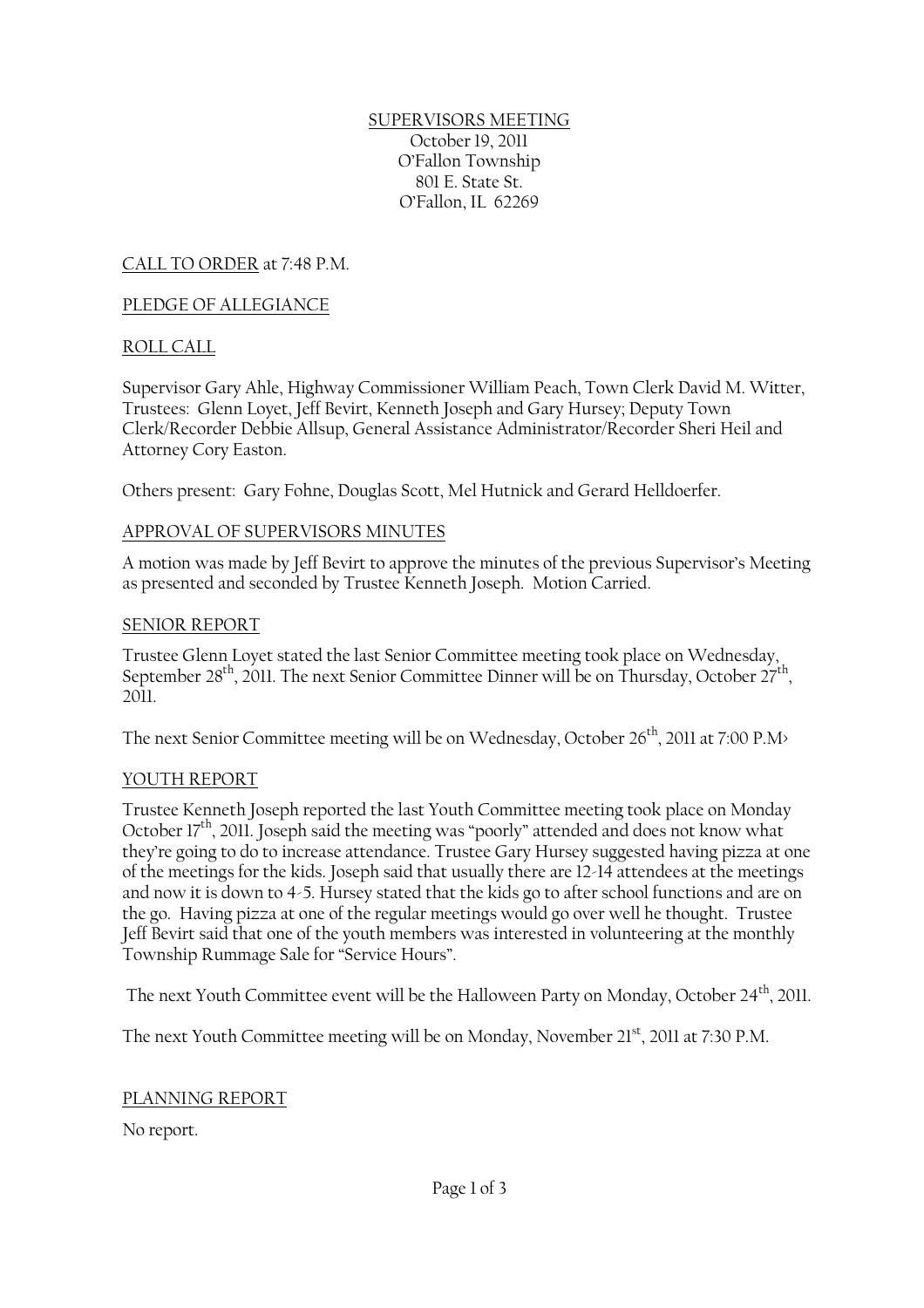SUPERVISORS MEETING
October 19, 2011
O'Fallon Township
801 E. State St.
O'Fallon, IL 62269

CALL TO ORDER at 7:48 P.M.

PLEDGE OF ALLEGIANCE

ROLL CALL

Supervisor Gary Ahle, Highway Commissioner William Peach, Town Clerk David M. Witter, Trustees: Glenn Loyet, Jeff Bevirt, Kenneth Joseph and Gary Hursey; Deputy Town Clerk/Recorder Debbie Allsup, General Assistance Administrator/Recorder Sheri Heil and Attorney Cory Easton.

Others present: Gary Fohne, Douglas Scott, Mel Hutnick and Gerard Helldoerfer.

APPROVAL OF SUPERVISORS MINUTES

A motion was made by Jeff Bevirt to approve the minutes of the previous Supervisor's Meeting as presented and seconded by Trustee Kenneth Joseph. Motion Carried.

SENIOR REPORT

Trustee Glenn Loyet stated the last Senior Committee meeting took place on Wednesday, September 28th, 2011. The next Senior Committee Dinner will be on Thursday, October 27th, 2011.

The next Senior Committee meeting will be on Wednesday, October 26th, 2011 at 7:00 P.M>

YOUTH REPORT

Trustee Kenneth Joseph reported the last Youth Committee meeting took place on Monday October 17th, 2011. Joseph said the meeting was "poorly" attended and does not know what they're going to do to increase attendance. Trustee Gary Hursey suggested having pizza at one of the meetings for the kids. Joseph said that usually there are 12-14 attendees at the meetings and now it is down to 4-5. Hursey stated that the kids go to after school functions and are on the go. Having pizza at one of the regular meetings would go over well he thought. Trustee Jeff Bevirt said that one of the youth members was interested in volunteering at the monthly Township Rummage Sale for "Service Hours".

The next Youth Committee event will be the Halloween Party on Monday, October 24th, 2011.

The next Youth Committee meeting will be on Monday, November 21st, 2011 at 7:30 P.M.

PLANNING REPORT

No report.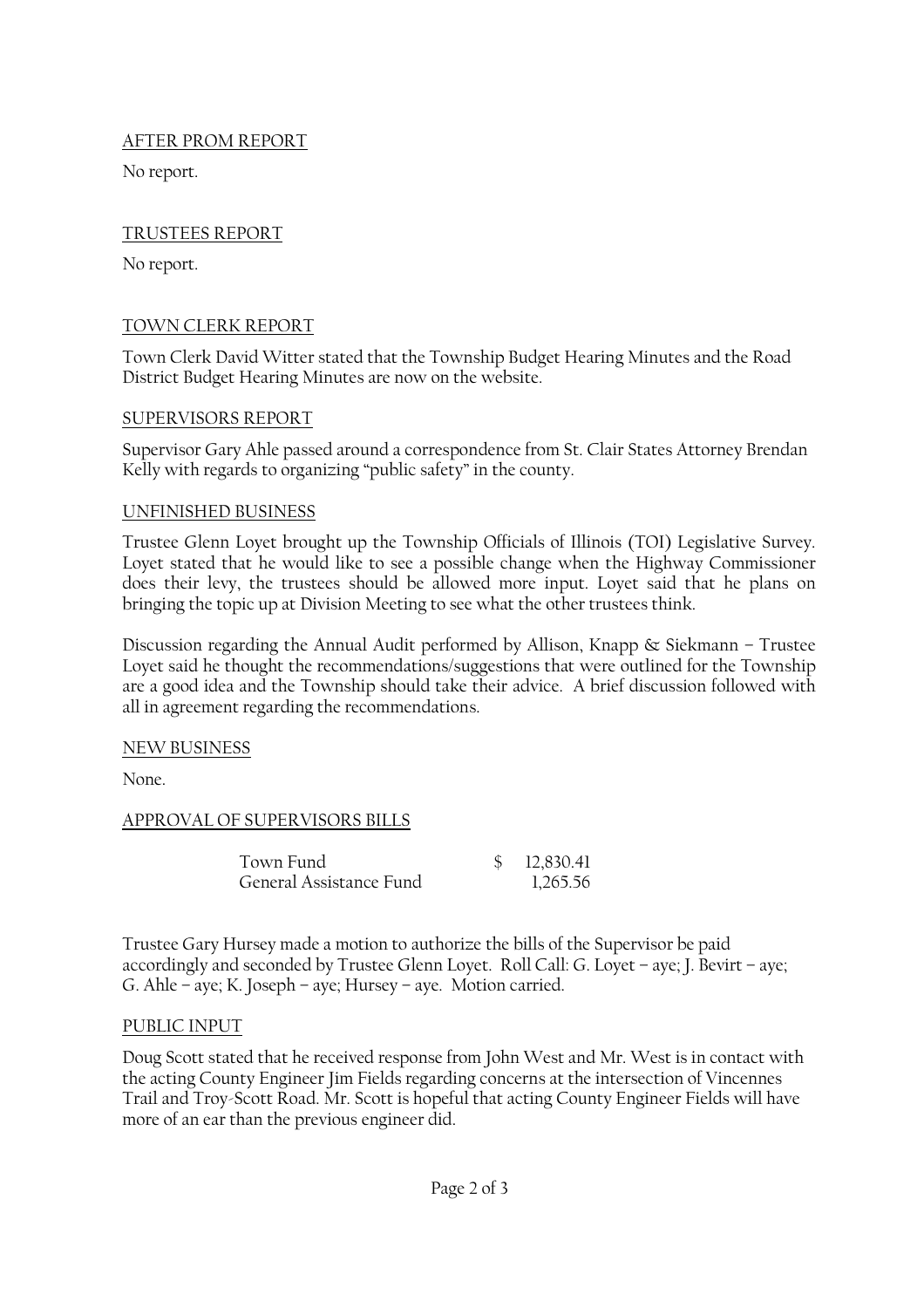AFTER PROM REPORT

No report.

TRUSTEES REPORT

No report.

TOWN CLERK REPORT

Town Clerk David Witter stated that the Township Budget Hearing Minutes and the Road District Budget Hearing Minutes are now on the website.

SUPERVISORS REPORT

Supervisor Gary Ahle passed around a correspondence from St. Clair States Attorney Brendan Kelly with regards to organizing "public safety" in the county.

UNFINISHED BUSINESS

Trustee Glenn Loyet brought up the Township Officials of Illinois (TOI) Legislative Survey. Loyet stated that he would like to see a possible change when the Highway Commissioner does their levy, the trustees should be allowed more input. Loyet said that he plans on bringing the topic up at Division Meeting to see what the other trustees think.

Discussion regarding the Annual Audit performed by Allison, Knapp & Siekmann – Trustee Loyet said he thought the recommendations/suggestions that were outlined for the Township are a good idea and the Township should take their advice. A brief discussion followed with all in agreement regarding the recommendations.

NEW BUSINESS

None.

APPROVAL OF SUPERVISORS BILLS

| | |
|---|---|
| Town Fund | $ 12,830.41 |
| General Assistance Fund | 1,265.56 |

Trustee Gary Hursey made a motion to authorize the bills of the Supervisor be paid accordingly and seconded by Trustee Glenn Loyet. Roll Call: G. Loyet – aye; J. Bevirt – aye; G. Ahle – aye; K. Joseph – aye; Hursey – aye. Motion carried.

PUBLIC INPUT

Doug Scott stated that he received response from John West and Mr. West is in contact with the acting County Engineer Jim Fields regarding concerns at the intersection of Vincennes Trail and Troy-Scott Road. Mr. Scott is hopeful that acting County Engineer Fields will have more of an ear than the previous engineer did.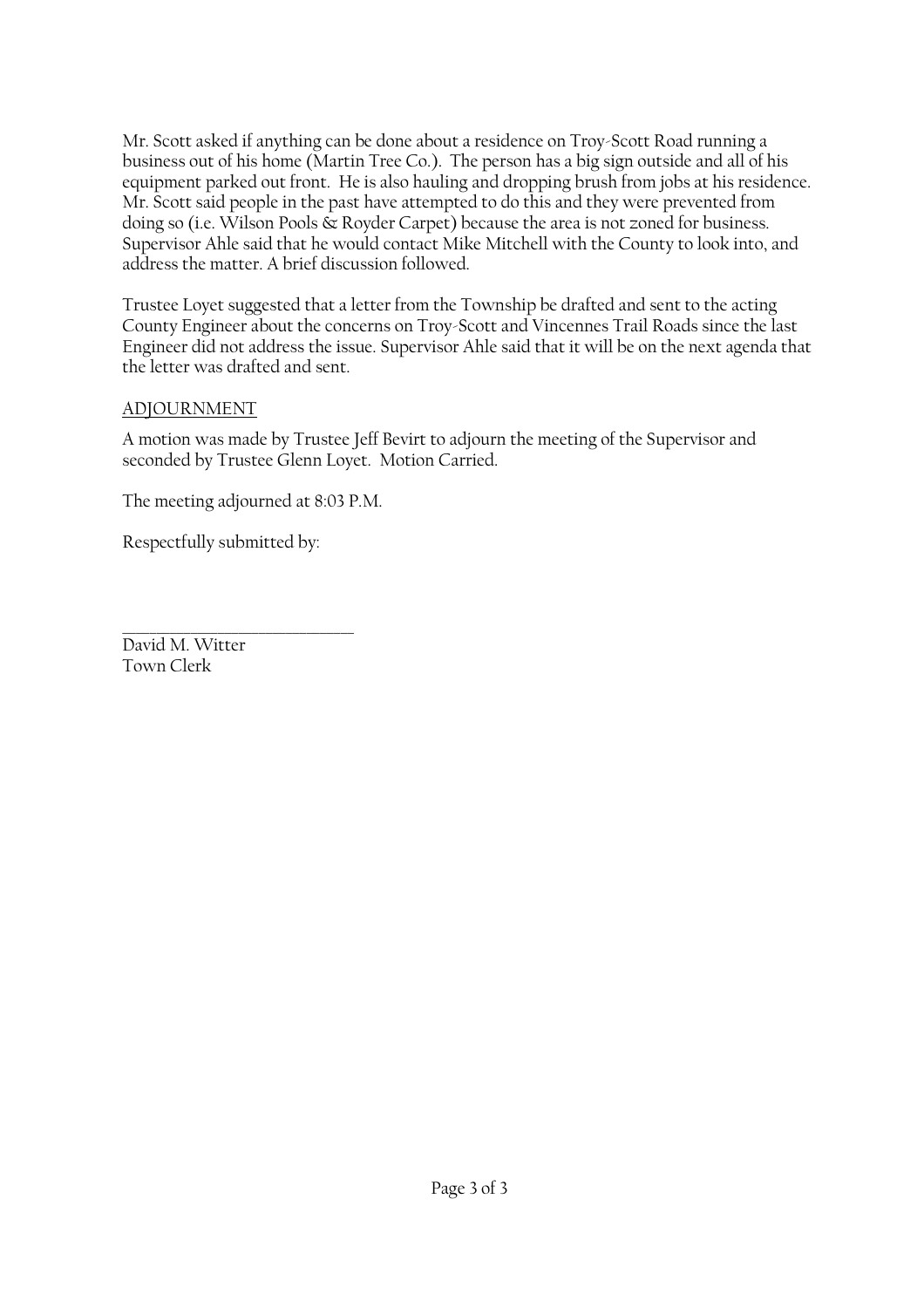Mr. Scott asked if anything can be done about a residence on Troy-Scott Road running a business out of his home (Martin Tree Co.). The person has a big sign outside and all of his equipment parked out front. He is also hauling and dropping brush from jobs at his residence. Mr. Scott said people in the past have attempted to do this and they were prevented from doing so (i.e. Wilson Pools & Royder Carpet) because the area is not zoned for business. Supervisor Ahle said that he would contact Mike Mitchell with the County to look into, and address the matter. A brief discussion followed.

Trustee Loyet suggested that a letter from the Township be drafted and sent to the acting County Engineer about the concerns on Troy-Scott and Vincennes Trail Roads since the last Engineer did not address the issue. Supervisor Ahle said that it will be on the next agenda that the letter was drafted and sent.

ADJOURNMENT

A motion was made by Trustee Jeff Bevirt to adjourn the meeting of the Supervisor and seconded by Trustee Glenn Loyet. Motion Carried.

The meeting adjourned at 8:03 P.M.

Respectfully submitted by:

\_\_\_\_\_\_\_\_\_\_\_\_\_\_\_\_\_\_\_\_\_\_\_\_\_\_\_\_\_\_

David M. Witter
Town Clerk